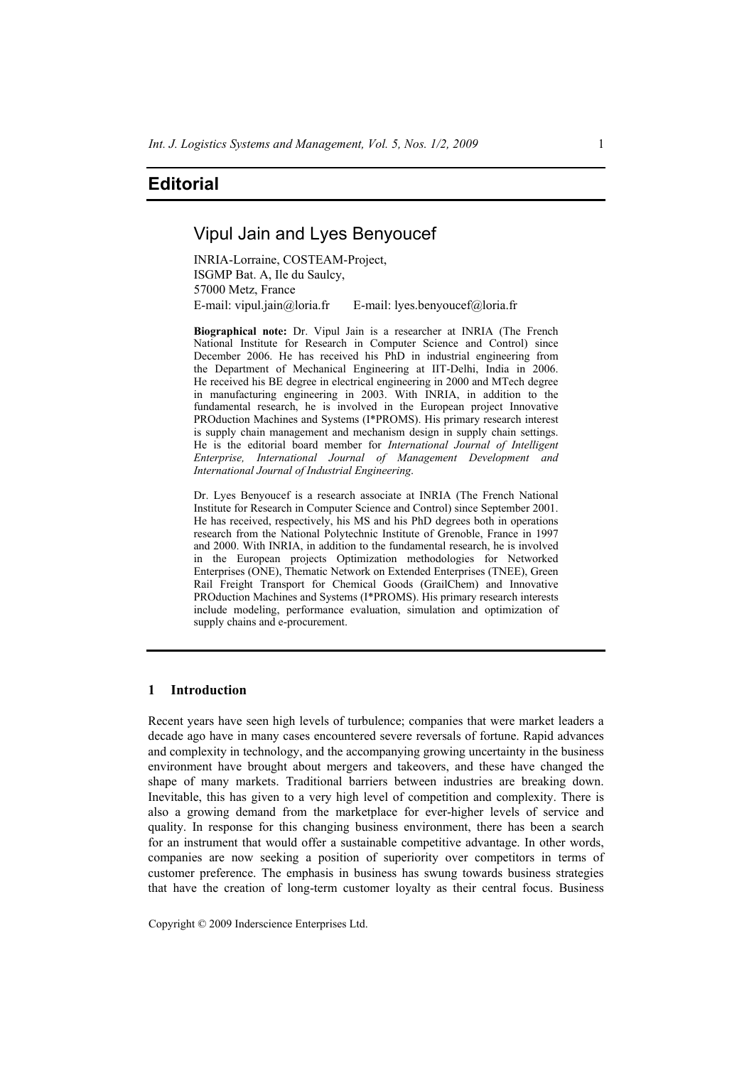# Editorial

## Vipul Jain and Lyes Benyoucef

INRIA-Lorraine, COSTEAM-Project,
ISGMP Bat. A, Ile du Saulcy,
57000 Metz, France
E-mail: vipul.jain@loria.fr E-mail: lyes.benyoucef@loria.fr

**Biographical note:** Dr. Vipul Jain is a researcher at INRIA (The French National Institute for Research in Computer Science and Control) since December 2006. He has received his PhD in industrial engineering from the Department of Mechanical Engineering at IIT-Delhi, India in 2006. He received his BE degree in electrical engineering in 2000 and MTech degree in manufacturing engineering in 2003. With INRIA, in addition to the fundamental research, he is involved in the European project Innovative PROduction Machines and Systems (I*PROMS). His primary research interest is supply chain management and mechanism design in supply chain settings. He is the editorial board member for *International Journal of Intelligent Enterprise, International Journal of Management Development and International Journal of Industrial Engineering.*

Dr. Lyes Benyoucef is a research associate at INRIA (The French National Institute for Research in Computer Science and Control) since September 2001. He has received, respectively, his MS and his PhD degrees both in operations research from the National Polytechnic Institute of Grenoble, France in 1997 and 2000. With INRIA, in addition to the fundamental research, he is involved in the European projects Optimization methodologies for Networked Enterprises (ONE), Thematic Network on Extended Enterprises (TNEE), Green Rail Freight Transport for Chemical Goods (GrailChem) and Innovative PROduction Machines and Systems (I*PROMS). His primary research interests include modeling, performance evaluation, simulation and optimization of supply chains and e-procurement.

## 1 Introduction

Recent years have seen high levels of turbulence; companies that were market leaders a decade ago have in many cases encountered severe reversals of fortune. Rapid advances and complexity in technology, and the accompanying growing uncertainty in the business environment have brought about mergers and takeovers, and these have changed the shape of many markets. Traditional barriers between industries are breaking down. Inevitable, this has given to a very high level of competition and complexity. There is also a growing demand from the marketplace for ever-higher levels of service and quality. In response for this changing business environment, there has been a search for an instrument that would offer a sustainable competitive advantage. In other words, companies are now seeking a position of superiority over competitors in terms of customer preference. The emphasis in business has swung towards business strategies that have the creation of long-term customer loyalty as their central focus. Business

Copyright © 2009 Inderscience Enterprises Ltd.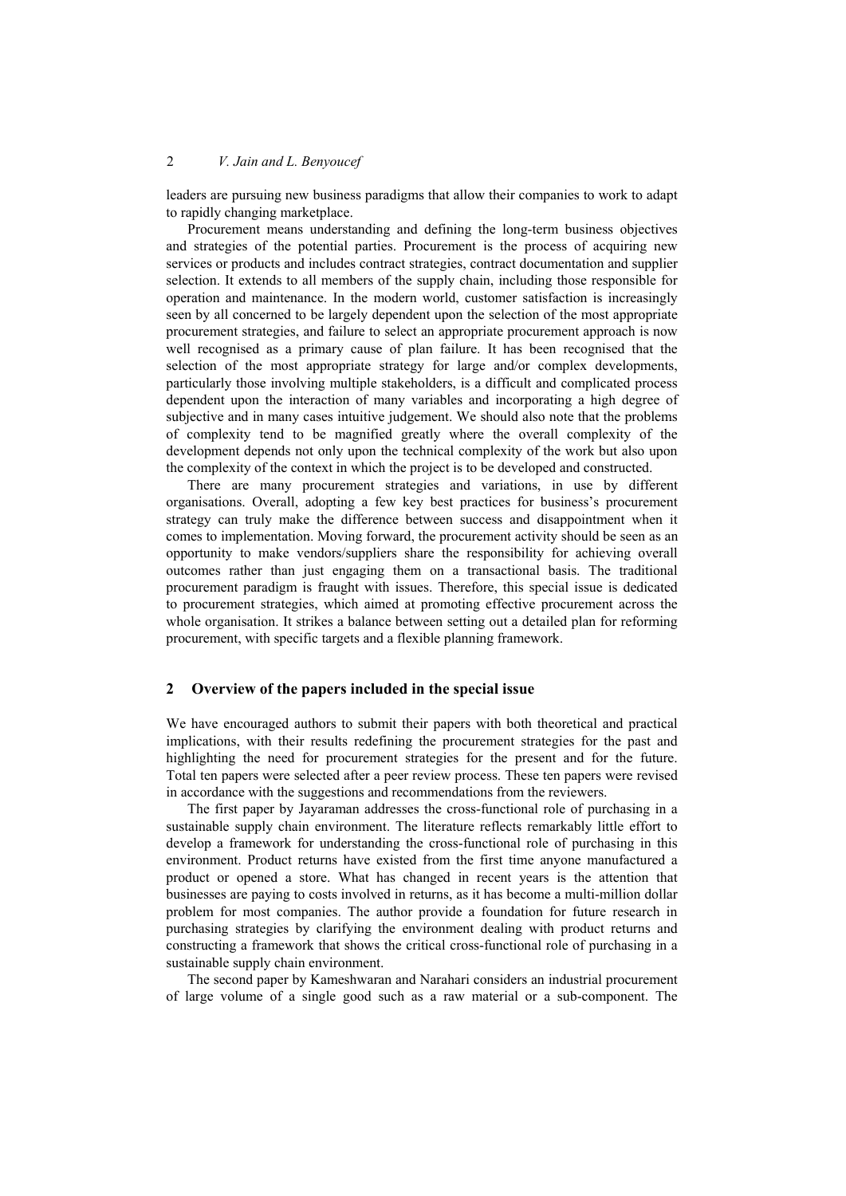leaders are pursuing new business paradigms that allow their companies to work to adapt to rapidly changing marketplace.

Procurement means understanding and defining the long-term business objectives and strategies of the potential parties. Procurement is the process of acquiring new services or products and includes contract strategies, contract documentation and supplier selection. It extends to all members of the supply chain, including those responsible for operation and maintenance. In the modern world, customer satisfaction is increasingly seen by all concerned to be largely dependent upon the selection of the most appropriate procurement strategies, and failure to select an appropriate procurement approach is now well recognised as a primary cause of plan failure. It has been recognised that the selection of the most appropriate strategy for large and/or complex developments, particularly those involving multiple stakeholders, is a difficult and complicated process dependent upon the interaction of many variables and incorporating a high degree of subjective and in many cases intuitive judgement. We should also note that the problems of complexity tend to be magnified greatly where the overall complexity of the development depends not only upon the technical complexity of the work but also upon the complexity of the context in which the project is to be developed and constructed.

There are many procurement strategies and variations, in use by different organisations. Overall, adopting a few key best practices for business's procurement strategy can truly make the difference between success and disappointment when it comes to implementation. Moving forward, the procurement activity should be seen as an opportunity to make vendors/suppliers share the responsibility for achieving overall outcomes rather than just engaging them on a transactional basis. The traditional procurement paradigm is fraught with issues. Therefore, this special issue is dedicated to procurement strategies, which aimed at promoting effective procurement across the whole organisation. It strikes a balance between setting out a detailed plan for reforming procurement, with specific targets and a flexible planning framework.

## 2 Overview of the papers included in the special issue

We have encouraged authors to submit their papers with both theoretical and practical implications, with their results redefining the procurement strategies for the past and highlighting the need for procurement strategies for the present and for the future. Total ten papers were selected after a peer review process. These ten papers were revised in accordance with the suggestions and recommendations from the reviewers.

The first paper by Jayaraman addresses the cross-functional role of purchasing in a sustainable supply chain environment. The literature reflects remarkably little effort to develop a framework for understanding the cross-functional role of purchasing in this environment. Product returns have existed from the first time anyone manufactured a product or opened a store. What has changed in recent years is the attention that businesses are paying to costs involved in returns, as it has become a multi-million dollar problem for most companies. The author provide a foundation for future research in purchasing strategies by clarifying the environment dealing with product returns and constructing a framework that shows the critical cross-functional role of purchasing in a sustainable supply chain environment.

The second paper by Kameshwaran and Narahari considers an industrial procurement of large volume of a single good such as a raw material or a sub-component. The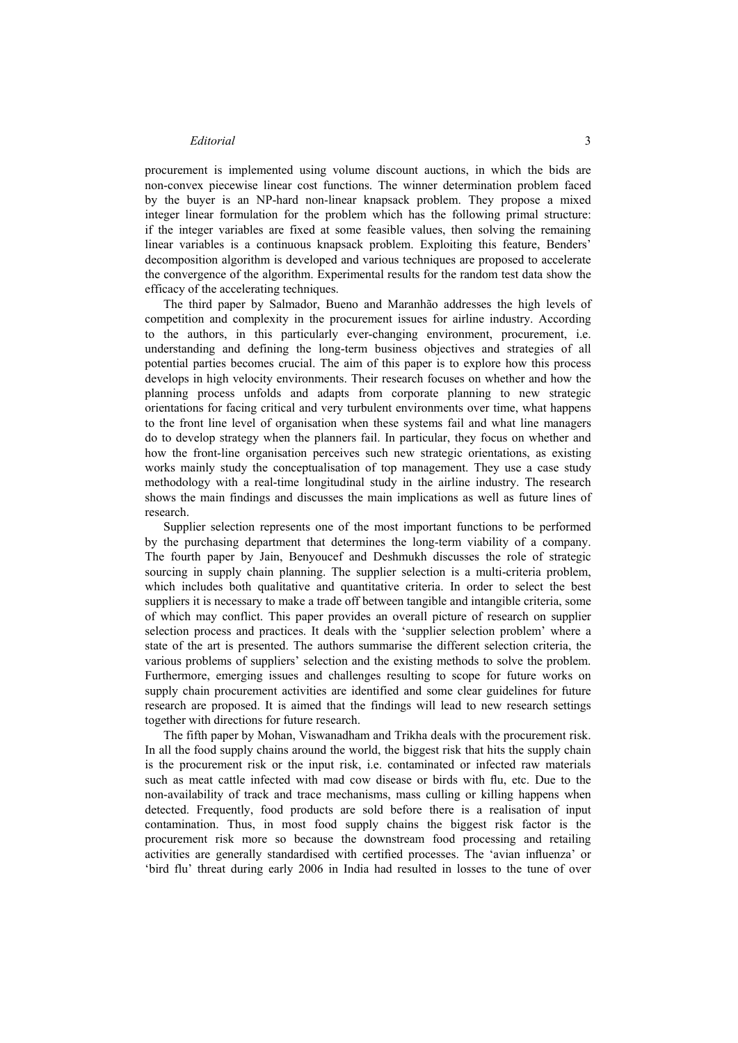procurement is implemented using volume discount auctions, in which the bids are non-convex piecewise linear cost functions. The winner determination problem faced by the buyer is an NP-hard non-linear knapsack problem. They propose a mixed integer linear formulation for the problem which has the following primal structure: if the integer variables are fixed at some feasible values, then solving the remaining linear variables is a continuous knapsack problem. Exploiting this feature, Benders' decomposition algorithm is developed and various techniques are proposed to accelerate the convergence of the algorithm. Experimental results for the random test data show the efficacy of the accelerating techniques.

The third paper by Salmador, Bueno and Maranhão addresses the high levels of competition and complexity in the procurement issues for airline industry. According to the authors, in this particularly ever-changing environment, procurement, i.e. understanding and defining the long-term business objectives and strategies of all potential parties becomes crucial. The aim of this paper is to explore how this process develops in high velocity environments. Their research focuses on whether and how the planning process unfolds and adapts from corporate planning to new strategic orientations for facing critical and very turbulent environments over time, what happens to the front line level of organisation when these systems fail and what line managers do to develop strategy when the planners fail. In particular, they focus on whether and how the front-line organisation perceives such new strategic orientations, as existing works mainly study the conceptualisation of top management. They use a case study methodology with a real-time longitudinal study in the airline industry. The research shows the main findings and discusses the main implications as well as future lines of research.

Supplier selection represents one of the most important functions to be performed by the purchasing department that determines the long-term viability of a company. The fourth paper by Jain, Benyoucef and Deshmukh discusses the role of strategic sourcing in supply chain planning. The supplier selection is a multi-criteria problem, which includes both qualitative and quantitative criteria. In order to select the best suppliers it is necessary to make a trade off between tangible and intangible criteria, some of which may conflict. This paper provides an overall picture of research on supplier selection process and practices. It deals with the 'supplier selection problem' where a state of the art is presented. The authors summarise the different selection criteria, the various problems of suppliers' selection and the existing methods to solve the problem. Furthermore, emerging issues and challenges resulting to scope for future works on supply chain procurement activities are identified and some clear guidelines for future research are proposed. It is aimed that the findings will lead to new research settings together with directions for future research.

The fifth paper by Mohan, Viswanadham and Trikha deals with the procurement risk. In all the food supply chains around the world, the biggest risk that hits the supply chain is the procurement risk or the input risk, i.e. contaminated or infected raw materials such as meat cattle infected with mad cow disease or birds with flu, etc. Due to the non-availability of track and trace mechanisms, mass culling or killing happens when detected. Frequently, food products are sold before there is a realisation of input contamination. Thus, in most food supply chains the biggest risk factor is the procurement risk more so because the downstream food processing and retailing activities are generally standardised with certified processes. The 'avian influenza' or 'bird flu' threat during early 2006 in India had resulted in losses to the tune of over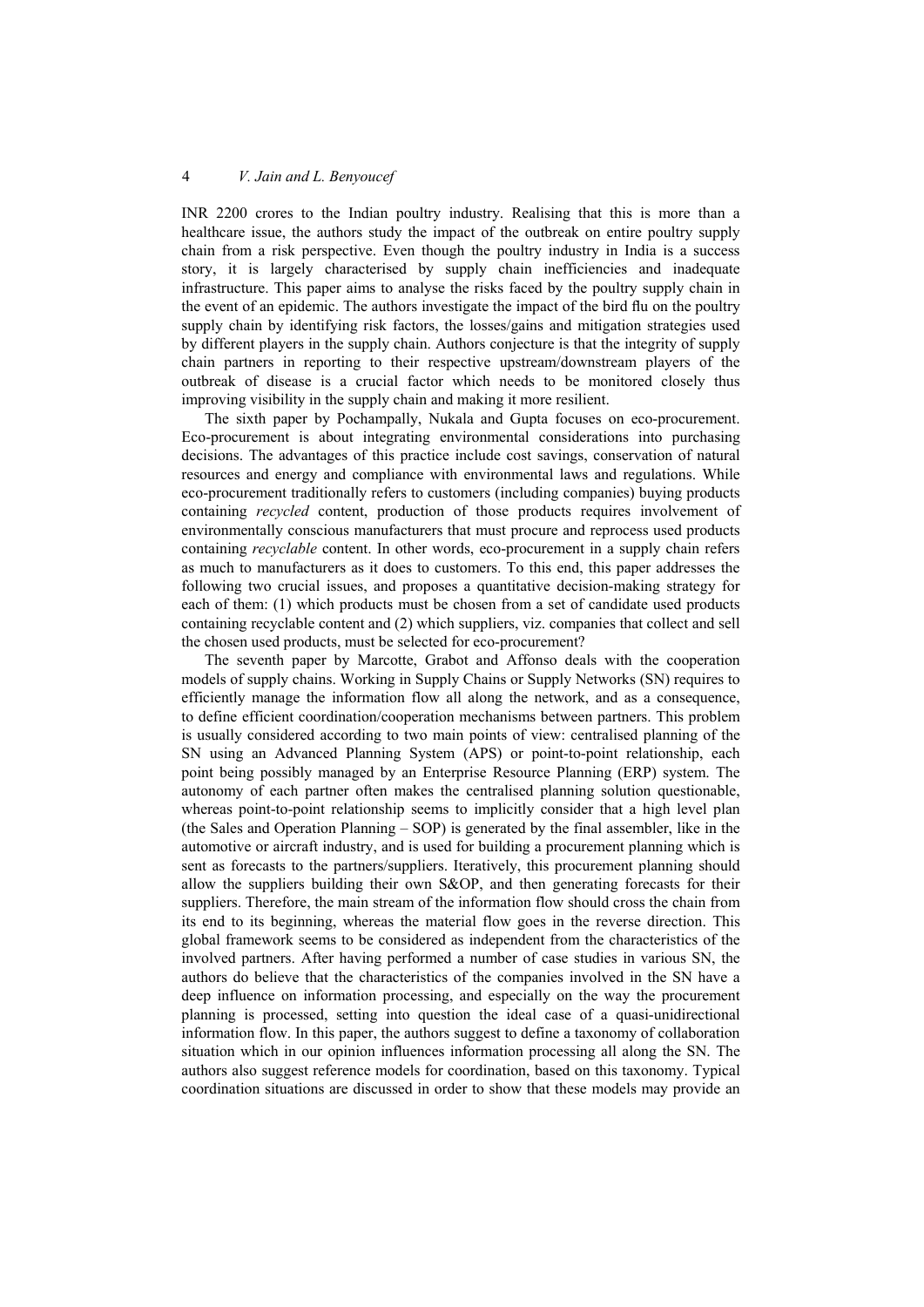INR 2200 crores to the Indian poultry industry. Realising that this is more than a healthcare issue, the authors study the impact of the outbreak on entire poultry supply chain from a risk perspective. Even though the poultry industry in India is a success story, it is largely characterised by supply chain inefficiencies and inadequate infrastructure. This paper aims to analyse the risks faced by the poultry supply chain in the event of an epidemic. The authors investigate the impact of the bird flu on the poultry supply chain by identifying risk factors, the losses/gains and mitigation strategies used by different players in the supply chain. Authors conjecture is that the integrity of supply chain partners in reporting to their respective upstream/downstream players of the outbreak of disease is a crucial factor which needs to be monitored closely thus improving visibility in the supply chain and making it more resilient.

The sixth paper by Pochampally, Nukala and Gupta focuses on eco-procurement. Eco-procurement is about integrating environmental considerations into purchasing decisions. The advantages of this practice include cost savings, conservation of natural resources and energy and compliance with environmental laws and regulations. While eco-procurement traditionally refers to customers (including companies) buying products containing *recycled* content, production of those products requires involvement of environmentally conscious manufacturers that must procure and reprocess used products containing *recyclable* content. In other words, eco-procurement in a supply chain refers as much to manufacturers as it does to customers. To this end, this paper addresses the following two crucial issues, and proposes a quantitative decision-making strategy for each of them: (1) which products must be chosen from a set of candidate used products containing recyclable content and (2) which suppliers, viz. companies that collect and sell the chosen used products, must be selected for eco-procurement?

The seventh paper by Marcotte, Grabot and Affonso deals with the cooperation models of supply chains. Working in Supply Chains or Supply Networks (SN) requires to efficiently manage the information flow all along the network, and as a consequence, to define efficient coordination/cooperation mechanisms between partners. This problem is usually considered according to two main points of view: centralised planning of the SN using an Advanced Planning System (APS) or point-to-point relationship, each point being possibly managed by an Enterprise Resource Planning (ERP) system. The autonomy of each partner often makes the centralised planning solution questionable, whereas point-to-point relationship seems to implicitly consider that a high level plan (the Sales and Operation Planning – SOP) is generated by the final assembler, like in the automotive or aircraft industry, and is used for building a procurement planning which is sent as forecasts to the partners/suppliers. Iteratively, this procurement planning should allow the suppliers building their own S&OP, and then generating forecasts for their suppliers. Therefore, the main stream of the information flow should cross the chain from its end to its beginning, whereas the material flow goes in the reverse direction. This global framework seems to be considered as independent from the characteristics of the involved partners. After having performed a number of case studies in various SN, the authors do believe that the characteristics of the companies involved in the SN have a deep influence on information processing, and especially on the way the procurement planning is processed, setting into question the ideal case of a quasi-unidirectional information flow. In this paper, the authors suggest to define a taxonomy of collaboration situation which in our opinion influences information processing all along the SN. The authors also suggest reference models for coordination, based on this taxonomy. Typical coordination situations are discussed in order to show that these models may provide an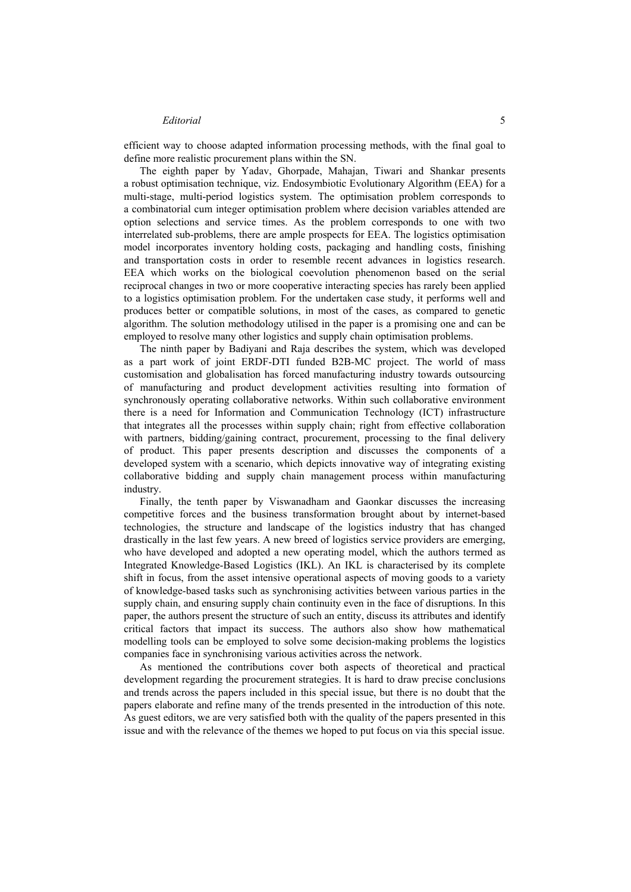efficient way to choose adapted information processing methods, with the final goal to define more realistic procurement plans within the SN.

The eighth paper by Yadav, Ghorpade, Mahajan, Tiwari and Shankar presents a robust optimisation technique, viz. Endosymbiotic Evolutionary Algorithm (EEA) for a multi-stage, multi-period logistics system. The optimisation problem corresponds to a combinatorial cum integer optimisation problem where decision variables attended are option selections and service times. As the problem corresponds to one with two interrelated sub-problems, there are ample prospects for EEA. The logistics optimisation model incorporates inventory holding costs, packaging and handling costs, finishing and transportation costs in order to resemble recent advances in logistics research. EEA which works on the biological coevolution phenomenon based on the serial reciprocal changes in two or more cooperative interacting species has rarely been applied to a logistics optimisation problem. For the undertaken case study, it performs well and produces better or compatible solutions, in most of the cases, as compared to genetic algorithm. The solution methodology utilised in the paper is a promising one and can be employed to resolve many other logistics and supply chain optimisation problems.

The ninth paper by Badiyani and Raja describes the system, which was developed as a part work of joint ERDF-DTI funded B2B-MC project. The world of mass customisation and globalisation has forced manufacturing industry towards outsourcing of manufacturing and product development activities resulting into formation of synchronously operating collaborative networks. Within such collaborative environment there is a need for Information and Communication Technology (ICT) infrastructure that integrates all the processes within supply chain; right from effective collaboration with partners, bidding/gaining contract, procurement, processing to the final delivery of product. This paper presents description and discusses the components of a developed system with a scenario, which depicts innovative way of integrating existing collaborative bidding and supply chain management process within manufacturing industry.

Finally, the tenth paper by Viswanadham and Gaonkar discusses the increasing competitive forces and the business transformation brought about by internet-based technologies, the structure and landscape of the logistics industry that has changed drastically in the last few years. A new breed of logistics service providers are emerging, who have developed and adopted a new operating model, which the authors termed as Integrated Knowledge-Based Logistics (IKL). An IKL is characterised by its complete shift in focus, from the asset intensive operational aspects of moving goods to a variety of knowledge-based tasks such as synchronising activities between various parties in the supply chain, and ensuring supply chain continuity even in the face of disruptions. In this paper, the authors present the structure of such an entity, discuss its attributes and identify critical factors that impact its success. The authors also show how mathematical modelling tools can be employed to solve some decision-making problems the logistics companies face in synchronising various activities across the network.

As mentioned the contributions cover both aspects of theoretical and practical development regarding the procurement strategies. It is hard to draw precise conclusions and trends across the papers included in this special issue, but there is no doubt that the papers elaborate and refine many of the trends presented in the introduction of this note. As guest editors, we are very satisfied both with the quality of the papers presented in this issue and with the relevance of the themes we hoped to put focus on via this special issue.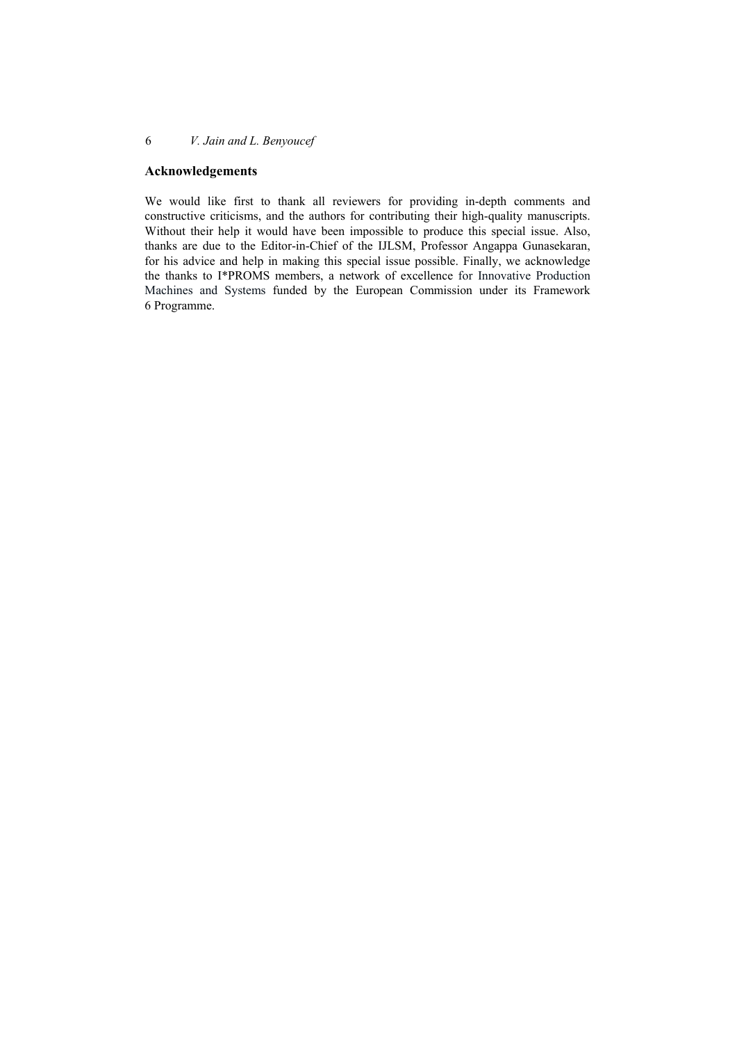## Acknowledgements

We would like first to thank all reviewers for providing in-depth comments and constructive criticisms, and the authors for contributing their high-quality manuscripts. Without their help it would have been impossible to produce this special issue. Also, thanks are due to the Editor-in-Chief of the IJLSM, Professor Angappa Gunasekaran, for his advice and help in making this special issue possible. Finally, we acknowledge the thanks to I*PROMS members, a network of excellence for Innovative Production Machines and Systems funded by the European Commission under its Framework 6 Programme.